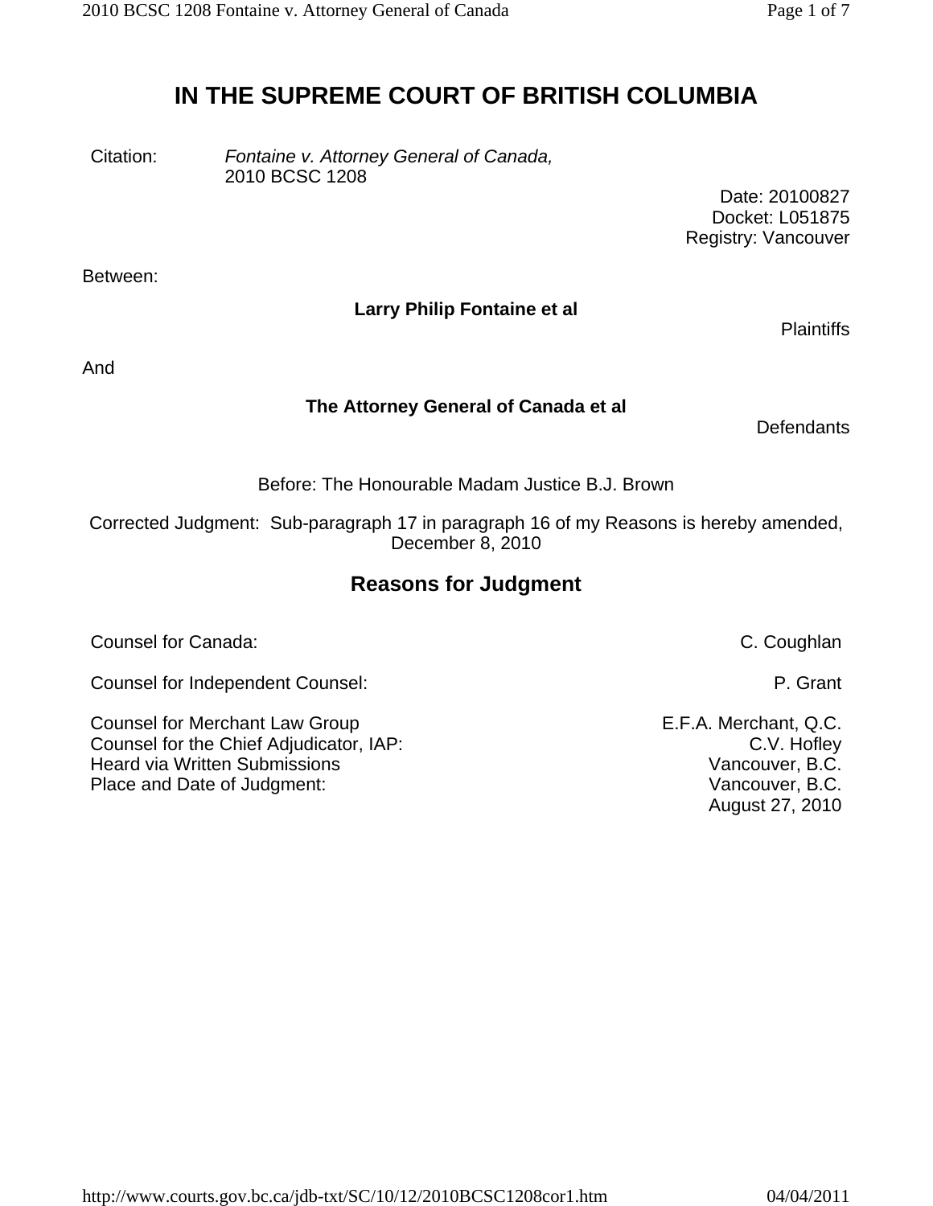# IN THE SUPREME COURT OF BRITISH COLUMBIA

Citation: *Fontaine v. Attorney General of Canada,* 2010 BCSC 1208

Date: 20100827
Docket: L051875
Registry: Vancouver

Between:

**Larry Philip Fontaine et al**

Plaintiffs

And

**The Attorney General of Canada et al**

Defendants

Before: The Honourable Madam Justice B.J. Brown

Corrected Judgment: Sub-paragraph 17 in paragraph 16 of my Reasons is hereby amended, December 8, 2010

## Reasons for Judgment

| | |
|---|---|
| Counsel for Canada: | C. Coughlan |
| Counsel for Independent Counsel: | P. Grant |
| Counsel for Merchant Law Group | E.F.A. Merchant, Q.C. |
| Counsel for the Chief Adjudicator, IAP: | C.V. Hofley |
| Heard via Written Submissions | Vancouver, B.C. |
| Place and Date of Judgment: | Vancouver, B.C. August 27, 2010 |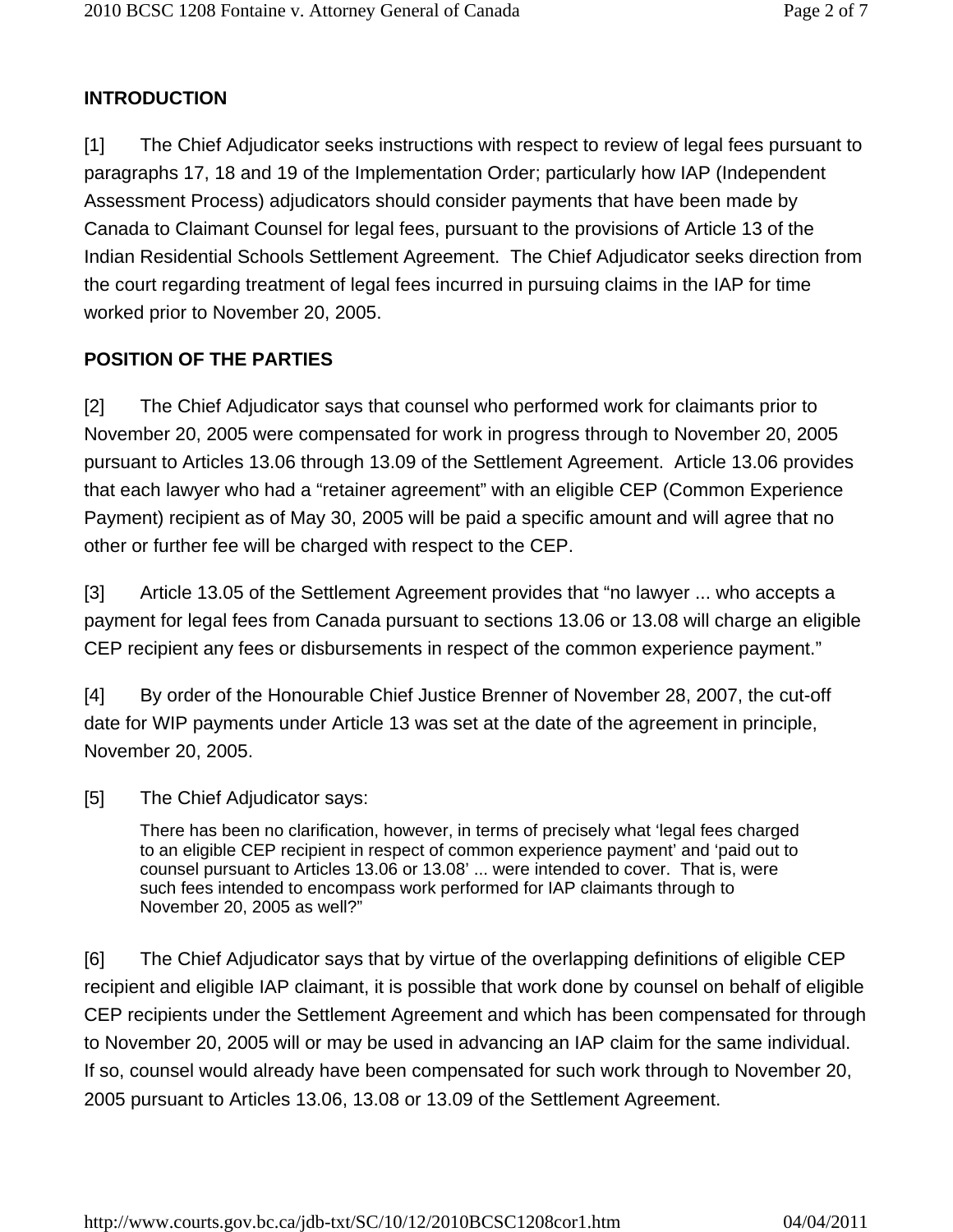**INTRODUCTION**

[1] The Chief Adjudicator seeks instructions with respect to review of legal fees pursuant to paragraphs 17, 18 and 19 of the Implementation Order; particularly how IAP (Independent Assessment Process) adjudicators should consider payments that have been made by Canada to Claimant Counsel for legal fees, pursuant to the provisions of Article 13 of the Indian Residential Schools Settlement Agreement. The Chief Adjudicator seeks direction from the court regarding treatment of legal fees incurred in pursuing claims in the IAP for time worked prior to November 20, 2005.

**POSITION OF THE PARTIES**

[2] The Chief Adjudicator says that counsel who performed work for claimants prior to November 20, 2005 were compensated for work in progress through to November 20, 2005 pursuant to Articles 13.06 through 13.09 of the Settlement Agreement. Article 13.06 provides that each lawyer who had a "retainer agreement" with an eligible CEP (Common Experience Payment) recipient as of May 30, 2005 will be paid a specific amount and will agree that no other or further fee will be charged with respect to the CEP.

[3] Article 13.05 of the Settlement Agreement provides that "no lawyer ... who accepts a payment for legal fees from Canada pursuant to sections 13.06 or 13.08 will charge an eligible CEP recipient any fees or disbursements in respect of the common experience payment."

[4] By order of the Honourable Chief Justice Brenner of November 28, 2007, the cut-off date for WIP payments under Article 13 was set at the date of the agreement in principle, November 20, 2005.

[5] The Chief Adjudicator says:

> There has been no clarification, however, in terms of precisely what 'legal fees charged to an eligible CEP recipient in respect of common experience payment' and 'paid out to counsel pursuant to Articles 13.06 or 13.08' ... were intended to cover. That is, were such fees intended to encompass work performed for IAP claimants through to November 20, 2005 as well?"

[6] The Chief Adjudicator says that by virtue of the overlapping definitions of eligible CEP recipient and eligible IAP claimant, it is possible that work done by counsel on behalf of eligible CEP recipients under the Settlement Agreement and which has been compensated for through to November 20, 2005 will or may be used in advancing an IAP claim for the same individual. If so, counsel would already have been compensated for such work through to November 20, 2005 pursuant to Articles 13.06, 13.08 or 13.09 of the Settlement Agreement.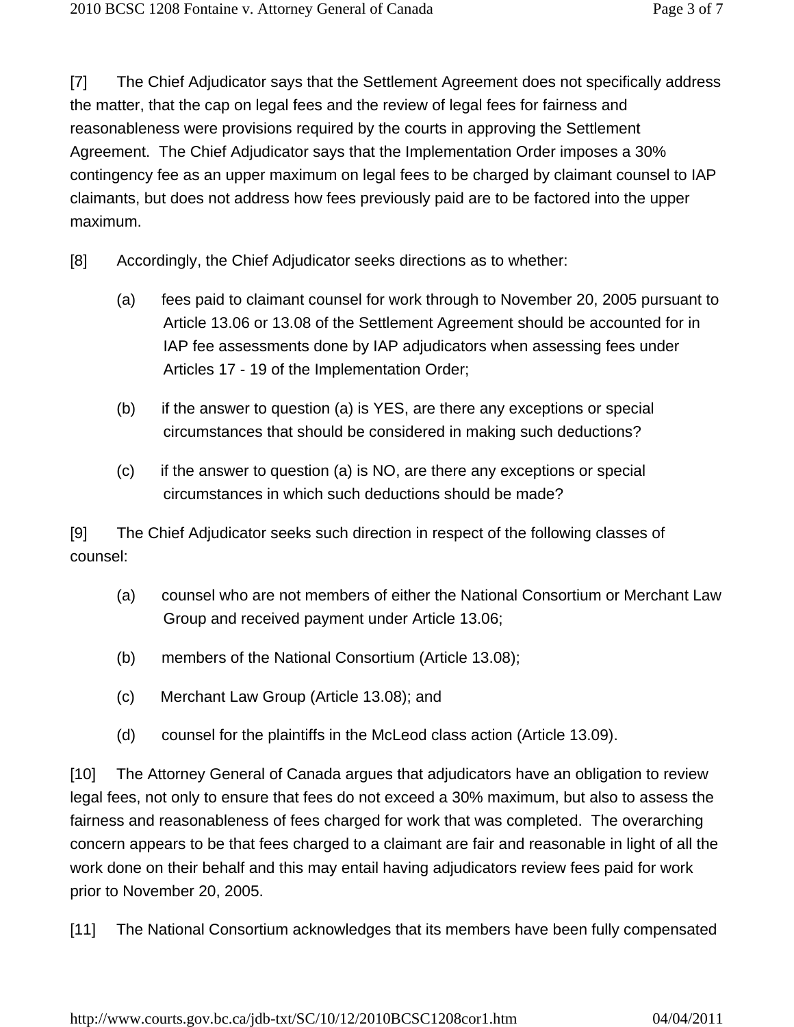[7] The Chief Adjudicator says that the Settlement Agreement does not specifically address the matter, that the cap on legal fees and the review of legal fees for fairness and reasonableness were provisions required by the courts in approving the Settlement Agreement. The Chief Adjudicator says that the Implementation Order imposes a 30% contingency fee as an upper maximum on legal fees to be charged by claimant counsel to IAP claimants, but does not address how fees previously paid are to be factored into the upper maximum.

[8] Accordingly, the Chief Adjudicator seeks directions as to whether:

(a) fees paid to claimant counsel for work through to November 20, 2005 pursuant to Article 13.06 or 13.08 of the Settlement Agreement should be accounted for in IAP fee assessments done by IAP adjudicators when assessing fees under Articles 17 - 19 of the Implementation Order;

(b) if the answer to question (a) is YES, are there any exceptions or special circumstances that should be considered in making such deductions?

(c) if the answer to question (a) is NO, are there any exceptions or special circumstances in which such deductions should be made?

[9] The Chief Adjudicator seeks such direction in respect of the following classes of counsel:

(a) counsel who are not members of either the National Consortium or Merchant Law Group and received payment under Article 13.06;

(b) members of the National Consortium (Article 13.08);

(c) Merchant Law Group (Article 13.08); and

(d) counsel for the plaintiffs in the McLeod class action (Article 13.09).

[10] The Attorney General of Canada argues that adjudicators have an obligation to review legal fees, not only to ensure that fees do not exceed a 30% maximum, but also to assess the fairness and reasonableness of fees charged for work that was completed. The overarching concern appears to be that fees charged to a claimant are fair and reasonable in light of all the work done on their behalf and this may entail having adjudicators review fees paid for work prior to November 20, 2005.

[11] The National Consortium acknowledges that its members have been fully compensated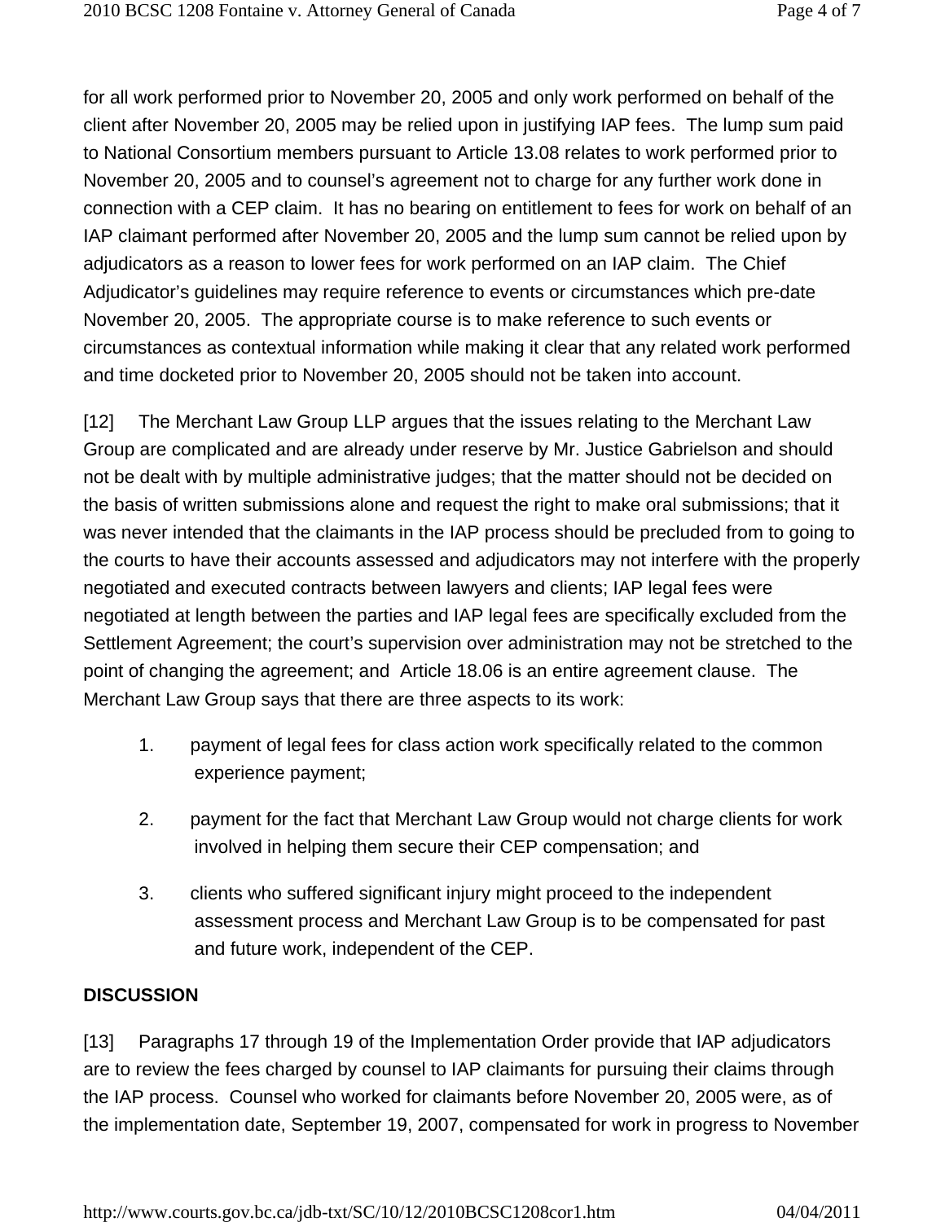for all work performed prior to November 20, 2005 and only work performed on behalf of the client after November 20, 2005 may be relied upon in justifying IAP fees. The lump sum paid to National Consortium members pursuant to Article 13.08 relates to work performed prior to November 20, 2005 and to counsel's agreement not to charge for any further work done in connection with a CEP claim. It has no bearing on entitlement to fees for work on behalf of an IAP claimant performed after November 20, 2005 and the lump sum cannot be relied upon by adjudicators as a reason to lower fees for work performed on an IAP claim. The Chief Adjudicator's guidelines may require reference to events or circumstances which pre-date November 20, 2005. The appropriate course is to make reference to such events or circumstances as contextual information while making it clear that any related work performed and time docketed prior to November 20, 2005 should not be taken into account.

[12] The Merchant Law Group LLP argues that the issues relating to the Merchant Law Group are complicated and are already under reserve by Mr. Justice Gabrielson and should not be dealt with by multiple administrative judges; that the matter should not be decided on the basis of written submissions alone and request the right to make oral submissions; that it was never intended that the claimants in the IAP process should be precluded from to going to the courts to have their accounts assessed and adjudicators may not interfere with the properly negotiated and executed contracts between lawyers and clients; IAP legal fees were negotiated at length between the parties and IAP legal fees are specifically excluded from the Settlement Agreement; the court's supervision over administration may not be stretched to the point of changing the agreement; and Article 18.06 is an entire agreement clause. The Merchant Law Group says that there are three aspects to its work:

1. payment of legal fees for class action work specifically related to the common experience payment;

2. payment for the fact that Merchant Law Group would not charge clients for work involved in helping them secure their CEP compensation; and

3. clients who suffered significant injury might proceed to the independent assessment process and Merchant Law Group is to be compensated for past and future work, independent of the CEP.

**DISCUSSION**

[13] Paragraphs 17 through 19 of the Implementation Order provide that IAP adjudicators are to review the fees charged by counsel to IAP claimants for pursuing their claims through the IAP process. Counsel who worked for claimants before November 20, 2005 were, as of the implementation date, September 19, 2007, compensated for work in progress to November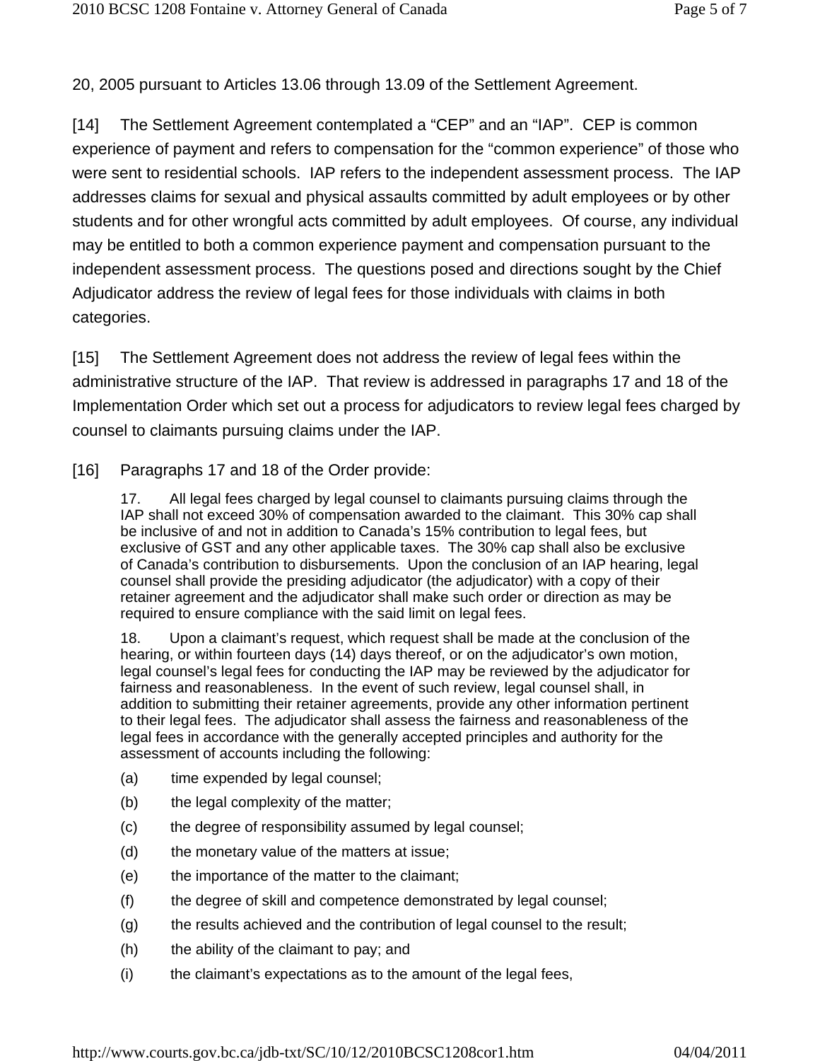20, 2005 pursuant to Articles 13.06 through 13.09 of the Settlement Agreement.

[14] The Settlement Agreement contemplated a “CEP” and an “IAP”. CEP is common experience of payment and refers to compensation for the “common experience” of those who were sent to residential schools. IAP refers to the independent assessment process. The IAP addresses claims for sexual and physical assaults committed by adult employees or by other students and for other wrongful acts committed by adult employees. Of course, any individual may be entitled to both a common experience payment and compensation pursuant to the independent assessment process. The questions posed and directions sought by the Chief Adjudicator address the review of legal fees for those individuals with claims in both categories.

[15] The Settlement Agreement does not address the review of legal fees within the administrative structure of the IAP. That review is addressed in paragraphs 17 and 18 of the Implementation Order which set out a process for adjudicators to review legal fees charged by counsel to claimants pursuing claims under the IAP.

[16] Paragraphs 17 and 18 of the Order provide:

> 17. All legal fees charged by legal counsel to claimants pursuing claims through the IAP shall not exceed 30% of compensation awarded to the claimant. This 30% cap shall be inclusive of and not in addition to Canada’s 15% contribution to legal fees, but exclusive of GST and any other applicable taxes. The 30% cap shall also be exclusive of Canada’s contribution to disbursements. Upon the conclusion of an IAP hearing, legal counsel shall provide the presiding adjudicator (the adjudicator) with a copy of their retainer agreement and the adjudicator shall make such order or direction as may be required to ensure compliance with the said limit on legal fees.
>
> 18. Upon a claimant’s request, which request shall be made at the conclusion of the hearing, or within fourteen days (14) days thereof, or on the adjudicator’s own motion, legal counsel’s legal fees for conducting the IAP may be reviewed by the adjudicator for fairness and reasonableness. In the event of such review, legal counsel shall, in addition to submitting their retainer agreements, provide any other information pertinent to their legal fees. The adjudicator shall assess the fairness and reasonableness of the legal fees in accordance with the generally accepted principles and authority for the assessment of accounts including the following:
>
> (a) time expended by legal counsel;
>
> (b) the legal complexity of the matter;
>
> (c) the degree of responsibility assumed by legal counsel;
>
> (d) the monetary value of the matters at issue;
>
> (e) the importance of the matter to the claimant;
>
> (f) the degree of skill and competence demonstrated by legal counsel;
>
> (g) the results achieved and the contribution of legal counsel to the result;
>
> (h) the ability of the claimant to pay; and
>
> (i) the claimant’s expectations as to the amount of the legal fees,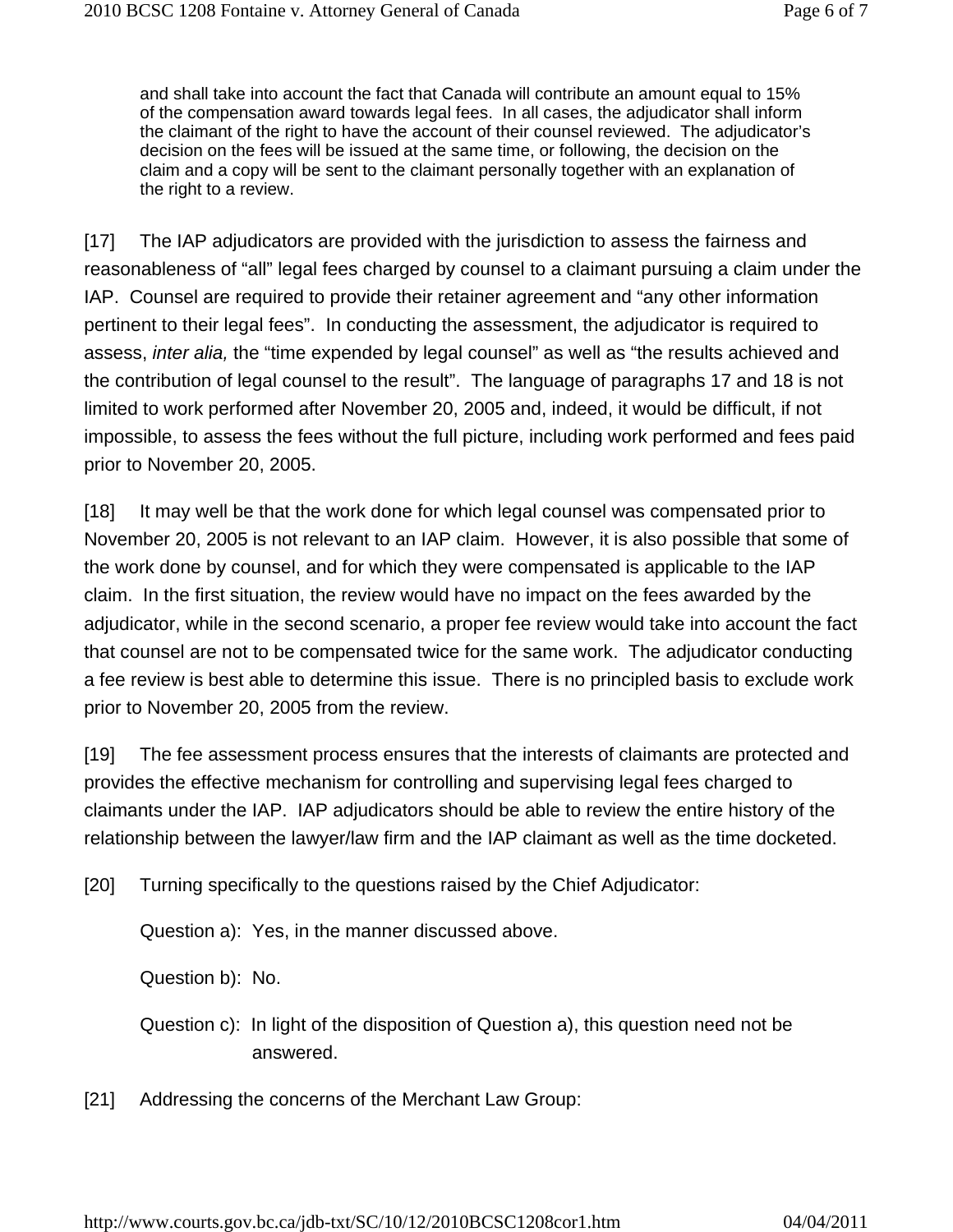> and shall take into account the fact that Canada will contribute an amount equal to 15% of the compensation award towards legal fees. In all cases, the adjudicator shall inform the claimant of the right to have the account of their counsel reviewed. The adjudicator's decision on the fees will be issued at the same time, or following, the decision on the claim and a copy will be sent to the claimant personally together with an explanation of the right to a review.

[17] The IAP adjudicators are provided with the jurisdiction to assess the fairness and reasonableness of "all" legal fees charged by counsel to a claimant pursuing a claim under the IAP. Counsel are required to provide their retainer agreement and "any other information pertinent to their legal fees". In conducting the assessment, the adjudicator is required to assess, *inter alia,* the "time expended by legal counsel" as well as "the results achieved and the contribution of legal counsel to the result". The language of paragraphs 17 and 18 is not limited to work performed after November 20, 2005 and, indeed, it would be difficult, if not impossible, to assess the fees without the full picture, including work performed and fees paid prior to November 20, 2005.

[18] It may well be that the work done for which legal counsel was compensated prior to November 20, 2005 is not relevant to an IAP claim. However, it is also possible that some of the work done by counsel, and for which they were compensated is applicable to the IAP claim. In the first situation, the review would have no impact on the fees awarded by the adjudicator, while in the second scenario, a proper fee review would take into account the fact that counsel are not to be compensated twice for the same work. The adjudicator conducting a fee review is best able to determine this issue. There is no principled basis to exclude work prior to November 20, 2005 from the review.

[19] The fee assessment process ensures that the interests of claimants are protected and provides the effective mechanism for controlling and supervising legal fees charged to claimants under the IAP. IAP adjudicators should be able to review the entire history of the relationship between the lawyer/law firm and the IAP claimant as well as the time docketed.

[20] Turning specifically to the questions raised by the Chief Adjudicator:

Question a): Yes, in the manner discussed above.

Question b): No.

Question c): In light of the disposition of Question a), this question need not be answered.

[21] Addressing the concerns of the Merchant Law Group: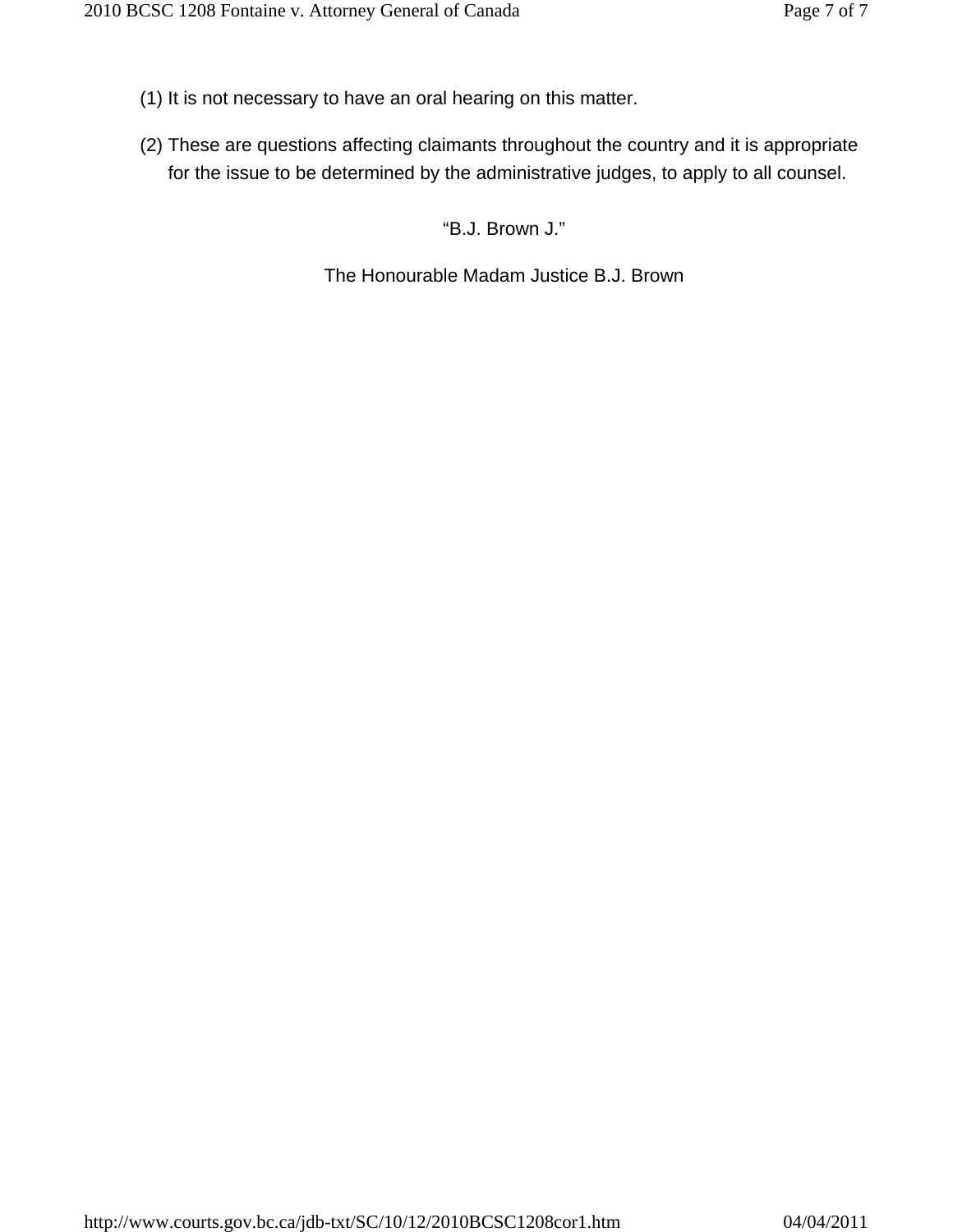(1) It is not necessary to have an oral hearing on this matter.

(2) These are questions affecting claimants throughout the country and it is appropriate for the issue to be determined by the administrative judges, to apply to all counsel.

"B.J. Brown J."

The Honourable Madam Justice B.J. Brown